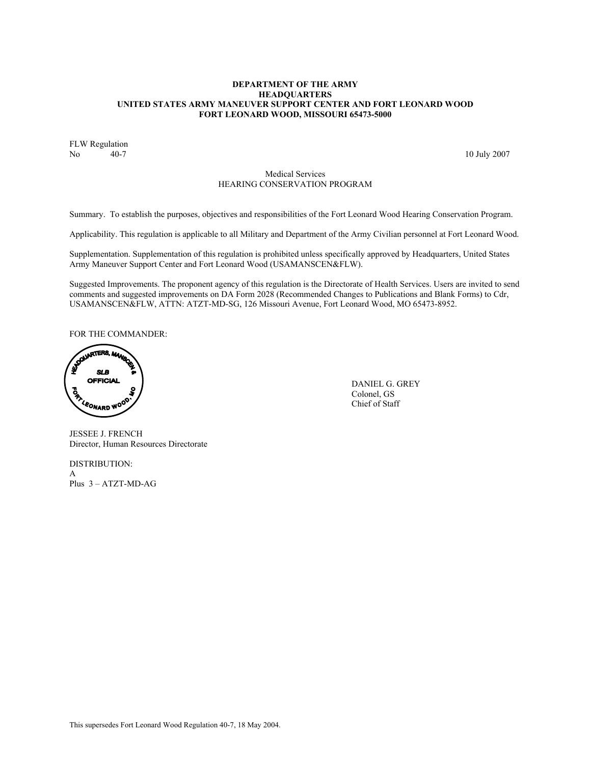**DEPARTMENT OF THE ARMY**
**HEADQUARTERS**
**UNITED STATES ARMY MANEUVER SUPPORT CENTER AND FORT LEONARD WOOD**
**FORT LEONARD WOOD, MISSOURI 65473-5000**

FLW Regulation
No 40-7 10 July 2007

Medical Services
HEARING CONSERVATION PROGRAM

Summary. To establish the purposes, objectives and responsibilities of the Fort Leonard Wood Hearing Conservation Program.

Applicability. This regulation is applicable to all Military and Department of the Army Civilian personnel at Fort Leonard Wood.

Supplementation. Supplementation of this regulation is prohibited unless specifically approved by Headquarters, United States Army Maneuver Support Center and Fort Leonard Wood (USAMANSCEN&FLW).

Suggested Improvements. The proponent agency of this regulation is the Directorate of Health Services. Users are invited to send comments and suggested improvements on DA Form 2028 (Recommended Changes to Publications and Blank Forms) to Cdr, USAMANSCEN&FLW, ATTN: ATZT-MD-SG, 126 Missouri Avenue, Fort Leonard Wood, MO 65473-8952.

FOR THE COMMANDER:

HEADQUARTERS, MANSCEN & FORT LEONARD WOOD, MO
SLB
OFFICIAL

DANIEL G. GREY
Colonel, GS
Chief of Staff

JESSEE J. FRENCH
Director, Human Resources Directorate

DISTRIBUTION:
A
Plus 3 – ATZT-MD-AG

This supersedes Fort Leonard Wood Regulation 40-7, 18 May 2004.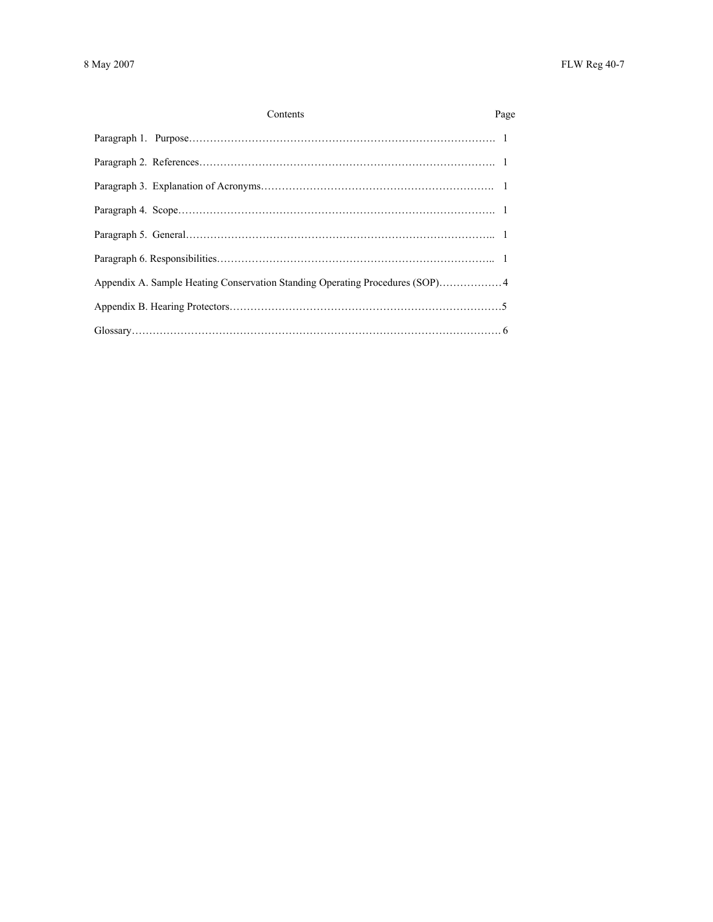| Contents | Page |
|---|---|
| Paragraph 1. Purpose | 1 |
| Paragraph 2. References | 1 |
| Paragraph 3. Explanation of Acronyms | 1 |
| Paragraph 4. Scope | 1 |
| Paragraph 5. General | 1 |
| Paragraph 6. Responsibilities | 1 |
| Appendix A. Sample Heating Conservation Standing Operating Procedures (SOP) | 4 |
| Appendix B. Hearing Protectors | 5 |
| Glossary | 6 |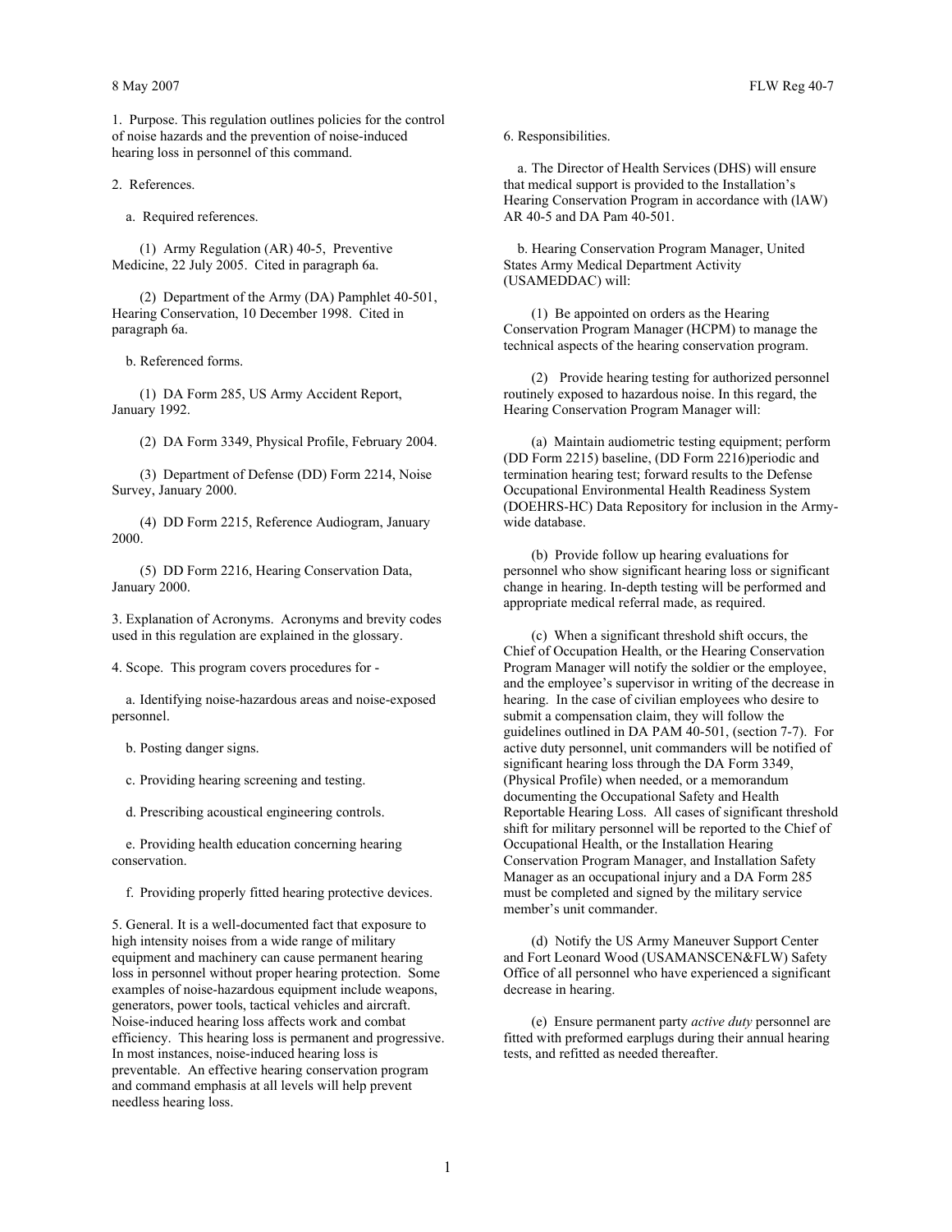1. Purpose. This regulation outlines policies for the control of noise hazards and the prevention of noise-induced hearing loss in personnel of this command.

2. References.

a. Required references.

(1) Army Regulation (AR) 40-5, Preventive Medicine, 22 July 2005. Cited in paragraph 6a.

(2) Department of the Army (DA) Pamphlet 40-501, Hearing Conservation, 10 December 1998. Cited in paragraph 6a.

b. Referenced forms.

(1) DA Form 285, US Army Accident Report, January 1992.

(2) DA Form 3349, Physical Profile, February 2004.

(3) Department of Defense (DD) Form 2214, Noise Survey, January 2000.

(4) DD Form 2215, Reference Audiogram, January 2000.

(5) DD Form 2216, Hearing Conservation Data, January 2000.

3. Explanation of Acronyms. Acronyms and brevity codes used in this regulation are explained in the glossary.

4. Scope. This program covers procedures for -

a. Identifying noise-hazardous areas and noise-exposed personnel.

b. Posting danger signs.

c. Providing hearing screening and testing.

d. Prescribing acoustical engineering controls.

e. Providing health education concerning hearing conservation.

f. Providing properly fitted hearing protective devices.

5. General. It is a well-documented fact that exposure to high intensity noises from a wide range of military equipment and machinery can cause permanent hearing loss in personnel without proper hearing protection. Some examples of noise-hazardous equipment include weapons, generators, power tools, tactical vehicles and aircraft. Noise-induced hearing loss affects work and combat efficiency. This hearing loss is permanent and progressive. In most instances, noise-induced hearing loss is preventable. An effective hearing conservation program and command emphasis at all levels will help prevent needless hearing loss.

6. Responsibilities.

a. The Director of Health Services (DHS) will ensure that medical support is provided to the Installation's Hearing Conservation Program in accordance with (lAW) AR 40-5 and DA Pam 40-501.

b. Hearing Conservation Program Manager, United States Army Medical Department Activity (USAMEDDAC) will:

(1) Be appointed on orders as the Hearing Conservation Program Manager (HCPM) to manage the technical aspects of the hearing conservation program.

(2) Provide hearing testing for authorized personnel routinely exposed to hazardous noise. In this regard, the Hearing Conservation Program Manager will:

(a) Maintain audiometric testing equipment; perform (DD Form 2215) baseline, (DD Form 2216)periodic and termination hearing test; forward results to the Defense Occupational Environmental Health Readiness System (DOEHRS-HC) Data Repository for inclusion in the Army-wide database.

(b) Provide follow up hearing evaluations for personnel who show significant hearing loss or significant change in hearing. In-depth testing will be performed and appropriate medical referral made, as required.

(c) When a significant threshold shift occurs, the Chief of Occupation Health, or the Hearing Conservation Program Manager will notify the soldier or the employee, and the employee's supervisor in writing of the decrease in hearing. In the case of civilian employees who desire to submit a compensation claim, they will follow the guidelines outlined in DA PAM 40-501, (section 7-7). For active duty personnel, unit commanders will be notified of significant hearing loss through the DA Form 3349, (Physical Profile) when needed, or a memorandum documenting the Occupational Safety and Health Reportable Hearing Loss. All cases of significant threshold shift for military personnel will be reported to the Chief of Occupational Health, or the Installation Hearing Conservation Program Manager, and Installation Safety Manager as an occupational injury and a DA Form 285 must be completed and signed by the military service member's unit commander.

(d) Notify the US Army Maneuver Support Center and Fort Leonard Wood (USAMANSCEN&FLW) Safety Office of all personnel who have experienced a significant decrease in hearing.

(e) Ensure permanent party *active duty* personnel are fitted with preformed earplugs during their annual hearing tests, and refitted as needed thereafter.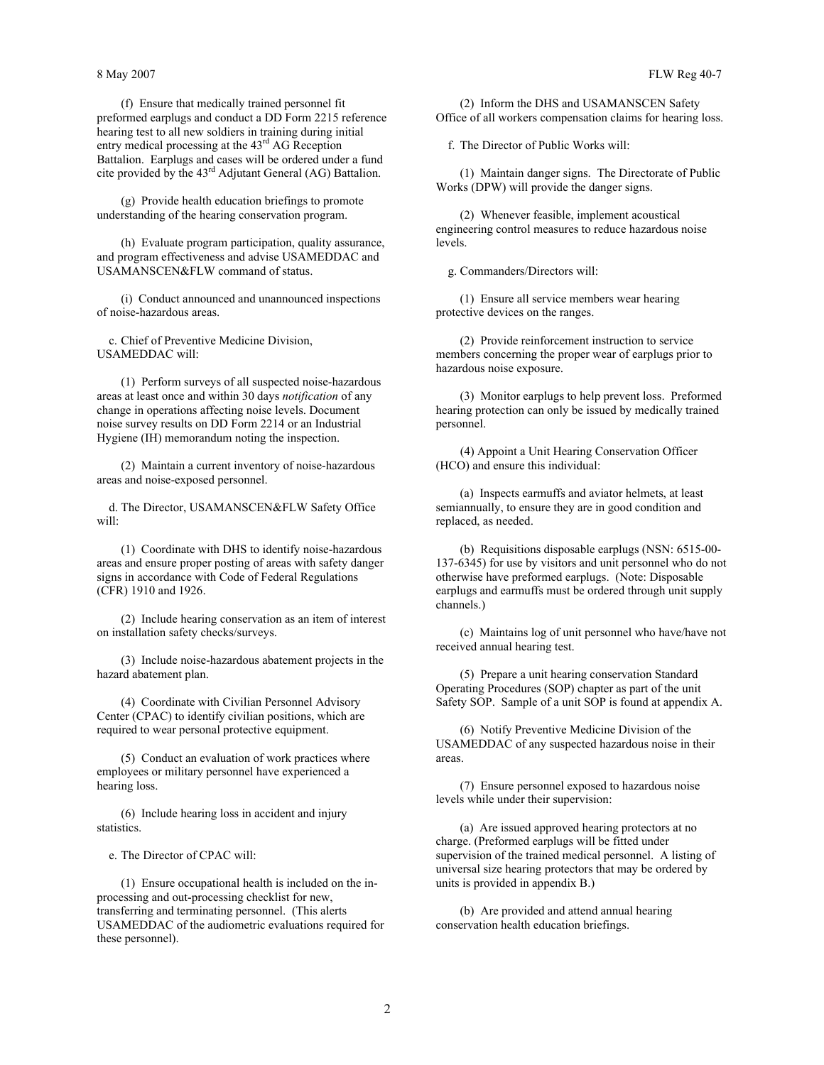(f) Ensure that medically trained personnel fit preformed earplugs and conduct a DD Form 2215 reference hearing test to all new soldiers in training during initial entry medical processing at the 43rd AG Reception Battalion. Earplugs and cases will be ordered under a fund cite provided by the 43rd Adjutant General (AG) Battalion.

(g) Provide health education briefings to promote understanding of the hearing conservation program.

(h) Evaluate program participation, quality assurance, and program effectiveness and advise USAMEDDAC and USAMANSCEN&FLW command of status.

(i) Conduct announced and unannounced inspections of noise-hazardous areas.

c. Chief of Preventive Medicine Division, USAMEDDAC will:

(1) Perform surveys of all suspected noise-hazardous areas at least once and within 30 days *notification* of any change in operations affecting noise levels. Document noise survey results on DD Form 2214 or an Industrial Hygiene (IH) memorandum noting the inspection.

(2) Maintain a current inventory of noise-hazardous areas and noise-exposed personnel.

d. The Director, USAMANSCEN&FLW Safety Office will:

(1) Coordinate with DHS to identify noise-hazardous areas and ensure proper posting of areas with safety danger signs in accordance with Code of Federal Regulations (CFR) 1910 and 1926.

(2) Include hearing conservation as an item of interest on installation safety checks/surveys.

(3) Include noise-hazardous abatement projects in the hazard abatement plan.

(4) Coordinate with Civilian Personnel Advisory Center (CPAC) to identify civilian positions, which are required to wear personal protective equipment.

(5) Conduct an evaluation of work practices where employees or military personnel have experienced a hearing loss.

(6) Include hearing loss in accident and injury statistics.

e. The Director of CPAC will:

(1) Ensure occupational health is included on the in-processing and out-processing checklist for new, transferring and terminating personnel. (This alerts USAMEDDAC of the audiometric evaluations required for these personnel).

(2) Inform the DHS and USAMANSCEN Safety Office of all workers compensation claims for hearing loss.

f. The Director of Public Works will:

(1) Maintain danger signs. The Directorate of Public Works (DPW) will provide the danger signs.

(2) Whenever feasible, implement acoustical engineering control measures to reduce hazardous noise levels.

g. Commanders/Directors will:

(1) Ensure all service members wear hearing protective devices on the ranges.

(2) Provide reinforcement instruction to service members concerning the proper wear of earplugs prior to hazardous noise exposure.

(3) Monitor earplugs to help prevent loss. Preformed hearing protection can only be issued by medically trained personnel.

(4) Appoint a Unit Hearing Conservation Officer (HCO) and ensure this individual:

(a) Inspects earmuffs and aviator helmets, at least semiannually, to ensure they are in good condition and replaced, as needed.

(b) Requisitions disposable earplugs (NSN: 6515-00-137-6345) for use by visitors and unit personnel who do not otherwise have preformed earplugs. (Note: Disposable earplugs and earmuffs must be ordered through unit supply channels.)

(c) Maintains log of unit personnel who have/have not received annual hearing test.

(5) Prepare a unit hearing conservation Standard Operating Procedures (SOP) chapter as part of the unit Safety SOP. Sample of a unit SOP is found at appendix A.

(6) Notify Preventive Medicine Division of the USAMEDDAC of any suspected hazardous noise in their areas.

(7) Ensure personnel exposed to hazardous noise levels while under their supervision:

(a) Are issued approved hearing protectors at no charge. (Preformed earplugs will be fitted under supervision of the trained medical personnel. A listing of universal size hearing protectors that may be ordered by units is provided in appendix B.)

(b) Are provided and attend annual hearing conservation health education briefings.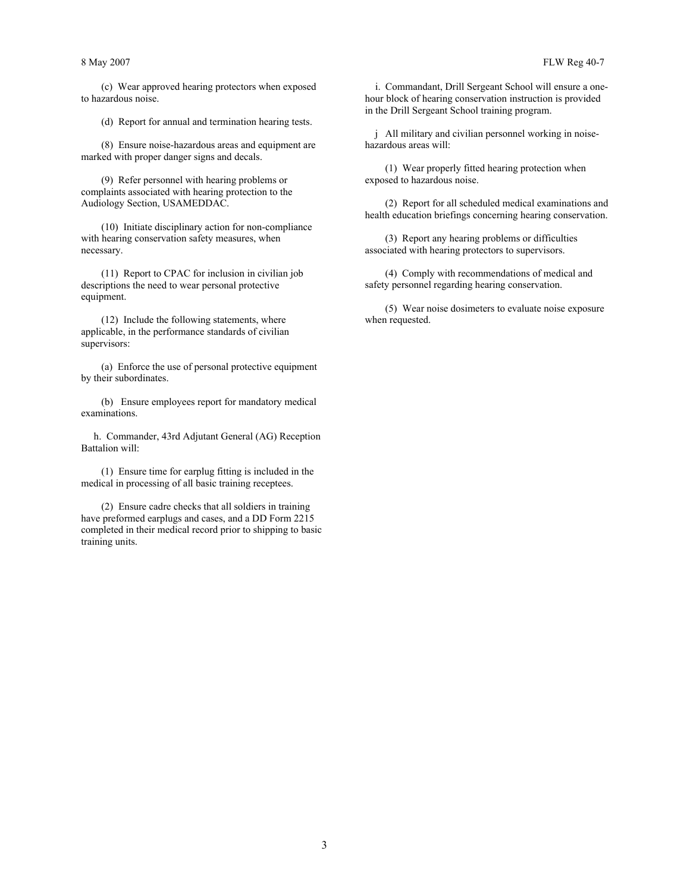(c) Wear approved hearing protectors when exposed to hazardous noise.

(d) Report for annual and termination hearing tests.

(8) Ensure noise-hazardous areas and equipment are marked with proper danger signs and decals.

(9) Refer personnel with hearing problems or complaints associated with hearing protection to the Audiology Section, USAMEDDAC.

(10) Initiate disciplinary action for non-compliance with hearing conservation safety measures, when necessary.

(11) Report to CPAC for inclusion in civilian job descriptions the need to wear personal protective equipment.

(12) Include the following statements, where applicable, in the performance standards of civilian supervisors:

(a) Enforce the use of personal protective equipment by their subordinates.

(b) Ensure employees report for mandatory medical examinations.

h. Commander, 43rd Adjutant General (AG) Reception Battalion will:

(1) Ensure time for earplug fitting is included in the medical in processing of all basic training receptees.

(2) Ensure cadre checks that all soldiers in training have preformed earplugs and cases, and a DD Form 2215 completed in their medical record prior to shipping to basic training units.

i. Commandant, Drill Sergeant School will ensure a one-hour block of hearing conservation instruction is provided in the Drill Sergeant School training program.

j All military and civilian personnel working in noise-hazardous areas will:

(1) Wear properly fitted hearing protection when exposed to hazardous noise.

(2) Report for all scheduled medical examinations and health education briefings concerning hearing conservation.

(3) Report any hearing problems or difficulties associated with hearing protectors to supervisors.

(4) Comply with recommendations of medical and safety personnel regarding hearing conservation.

(5) Wear noise dosimeters to evaluate noise exposure when requested.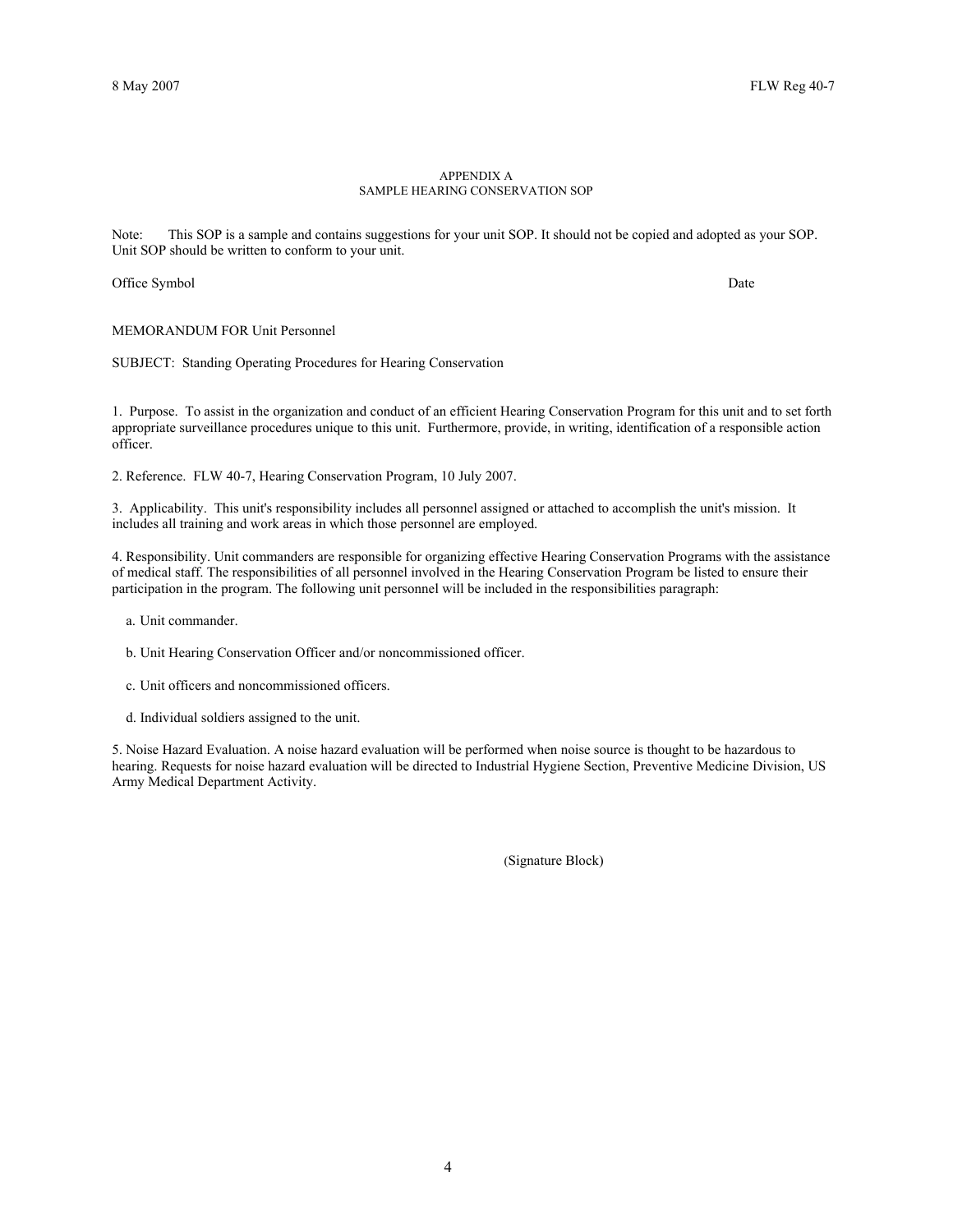APPENDIX A
SAMPLE HEARING CONSERVATION SOP

Note: This SOP is a sample and contains suggestions for your unit SOP. It should not be copied and adopted as your SOP. Unit SOP should be written to conform to your unit.

Office Symbol Date

MEMORANDUM FOR Unit Personnel

SUBJECT: Standing Operating Procedures for Hearing Conservation

1. Purpose. To assist in the organization and conduct of an efficient Hearing Conservation Program for this unit and to set forth appropriate surveillance procedures unique to this unit. Furthermore, provide, in writing, identification of a responsible action officer.

2. Reference. FLW 40-7, Hearing Conservation Program, 10 July 2007.

3. Applicability. This unit's responsibility includes all personnel assigned or attached to accomplish the unit's mission. It includes all training and work areas in which those personnel are employed.

4. Responsibility. Unit commanders are responsible for organizing effective Hearing Conservation Programs with the assistance of medical staff. The responsibilities of all personnel involved in the Hearing Conservation Program be listed to ensure their participation in the program. The following unit personnel will be included in the responsibilities paragraph:

a. Unit commander.

b. Unit Hearing Conservation Officer and/or noncommissioned officer.

c. Unit officers and noncommissioned officers.

d. Individual soldiers assigned to the unit.

5. Noise Hazard Evaluation. A noise hazard evaluation will be performed when noise source is thought to be hazardous to hearing. Requests for noise hazard evaluation will be directed to Industrial Hygiene Section, Preventive Medicine Division, US Army Medical Department Activity.

(Signature Block)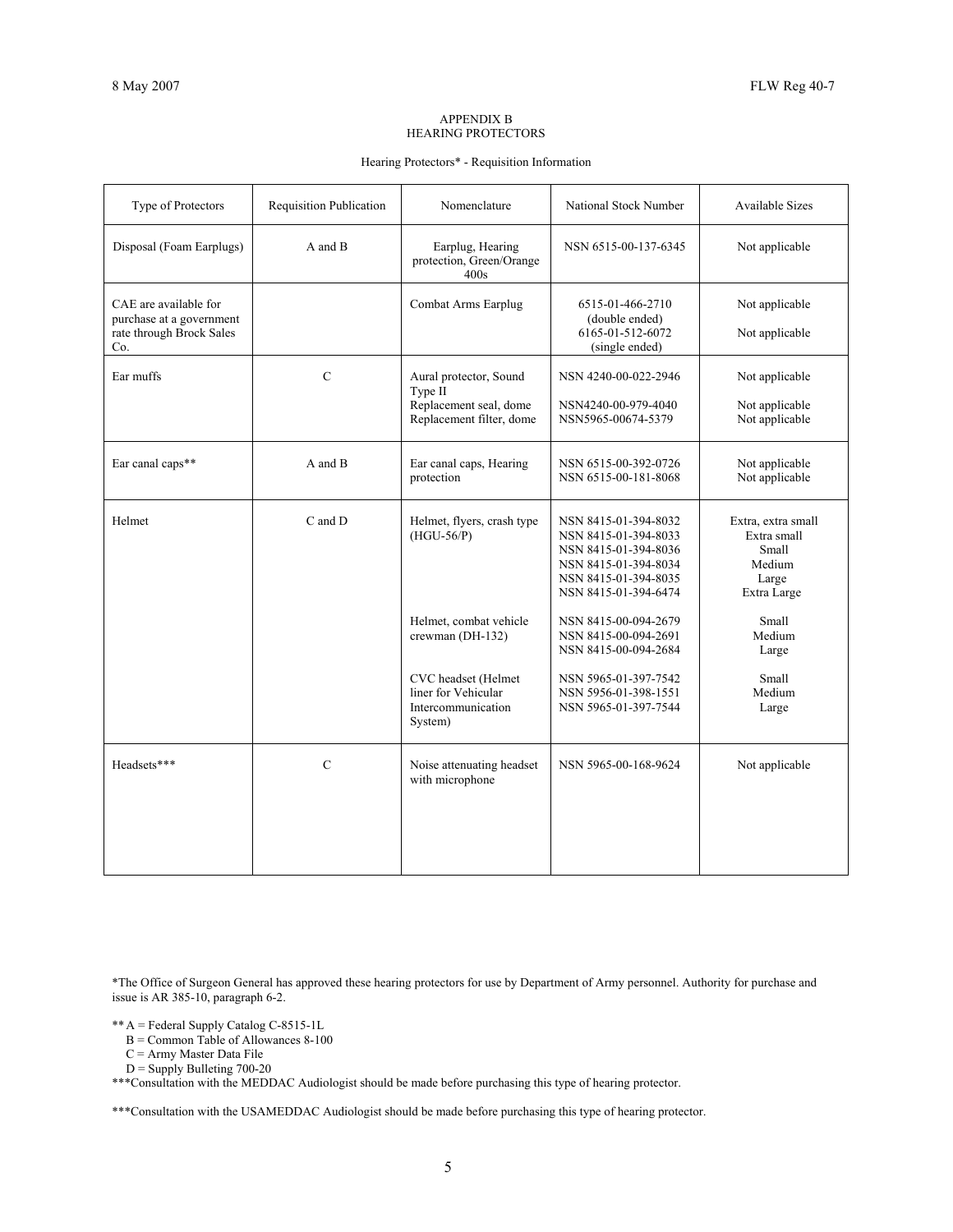# APPENDIX B
## HEARING PROTECTORS

Hearing Protectors* - Requisition Information

| Type of Protectors | Requisition Publication | Nomenclature | National Stock Number | Available Sizes |
|---|---|---|---|---|
| Disposal (Foam Earplugs) | A and B | Earplug, Hearing protection, Green/Orange 400s | NSN 6515-00-137-6345 | Not applicable |
| CAE are available for purchase at a government rate through Brock Sales Co. | | Combat Arms Earplug | 6515-01-466-2710 (double ended)<br>6165-01-512-6072 (single ended) | Not applicable<br>Not applicable |
| Ear muffs | C | Aural protector, Sound Type II<br>Replacement seal, dome<br>Replacement filter, dome | NSN 4240-00-022-2946<br>NSN4240-00-979-4040<br>NSN5965-00674-5379 | Not applicable<br>Not applicable<br>Not applicable |
| Ear canal caps** | A and B | Ear canal caps, Hearing protection | NSN 6515-00-392-0726<br>NSN 6515-00-181-8068 | Not applicable<br>Not applicable |
| Helmet | C and D | Helmet, flyers, crash type (HGU-56/P)<br><br>Helmet, combat vehicle crewman (DH-132)<br><br>CVC headset (Helmet liner for Vehicular Intercommunication System) | NSN 8415-01-394-8032<br>NSN 8415-01-394-8033<br>NSN 8415-01-394-8036<br>NSN 8415-01-394-8034<br>NSN 8415-01-394-8035<br>NSN 8415-01-394-6474<br><br>NSN 8415-00-094-2679<br>NSN 8415-00-094-2691<br>NSN 8415-00-094-2684<br><br>NSN 5965-01-397-7542<br>NSN 5956-01-398-1551<br>NSN 5965-01-397-7544 | Extra, extra small<br>Extra small<br>Small<br>Medium<br>Large<br>Extra Large<br><br>Small<br>Medium<br>Large<br><br>Small<br>Medium<br>Large |
| Headsets*** | C | Noise attenuating headset with microphone | NSN 5965-00-168-9624 | Not applicable |

*The Office of Surgeon General has approved these hearing protectors for use by Department of Army personnel. Authority for purchase and issue is AR 385-10, paragraph 6-2.

** A = Federal Supply Catalog C-8515-1L
B = Common Table of Allowances 8-100
C = Army Master Data File
D = Supply Bulleting 700-20

***Consultation with the MEDDAC Audiologist should be made before purchasing this type of hearing protector.

***Consultation with the USAMEDDAC Audiologist should be made before purchasing this type of hearing protector.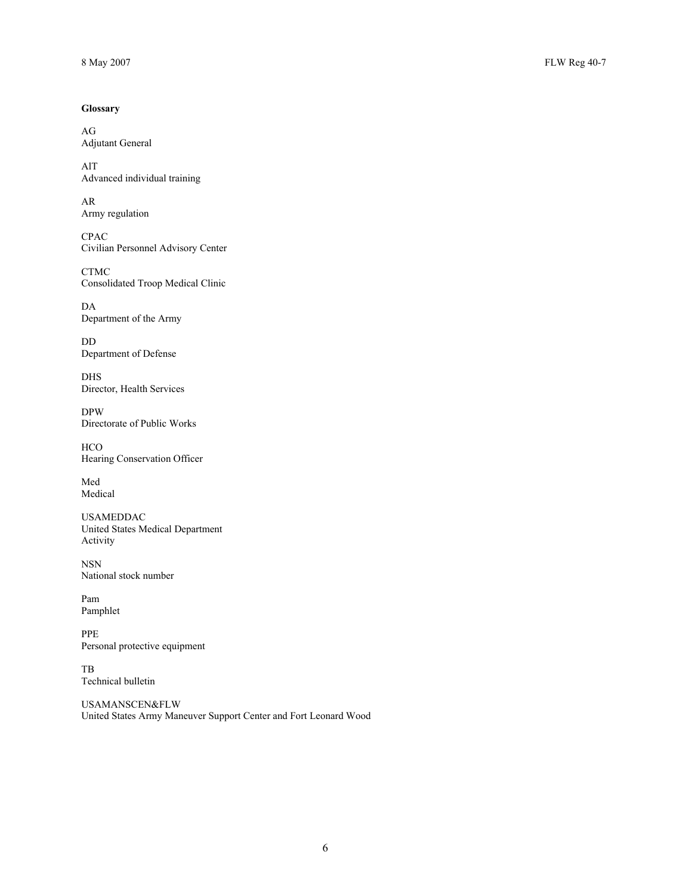**Glossary**

AG
Adjutant General

AIT
Advanced individual training

AR
Army regulation

CPAC
Civilian Personnel Advisory Center

CTMC
Consolidated Troop Medical Clinic

DA
Department of the Army

DD
Department of Defense

DHS
Director, Health Services

DPW
Directorate of Public Works

HCO
Hearing Conservation Officer

Med
Medical

USAMEDDAC
United States Medical Department Activity

NSN
National stock number

Pam
Pamphlet

PPE
Personal protective equipment

TB
Technical bulletin

USAMANSCEN&FLW
United States Army Maneuver Support Center and Fort Leonard Wood